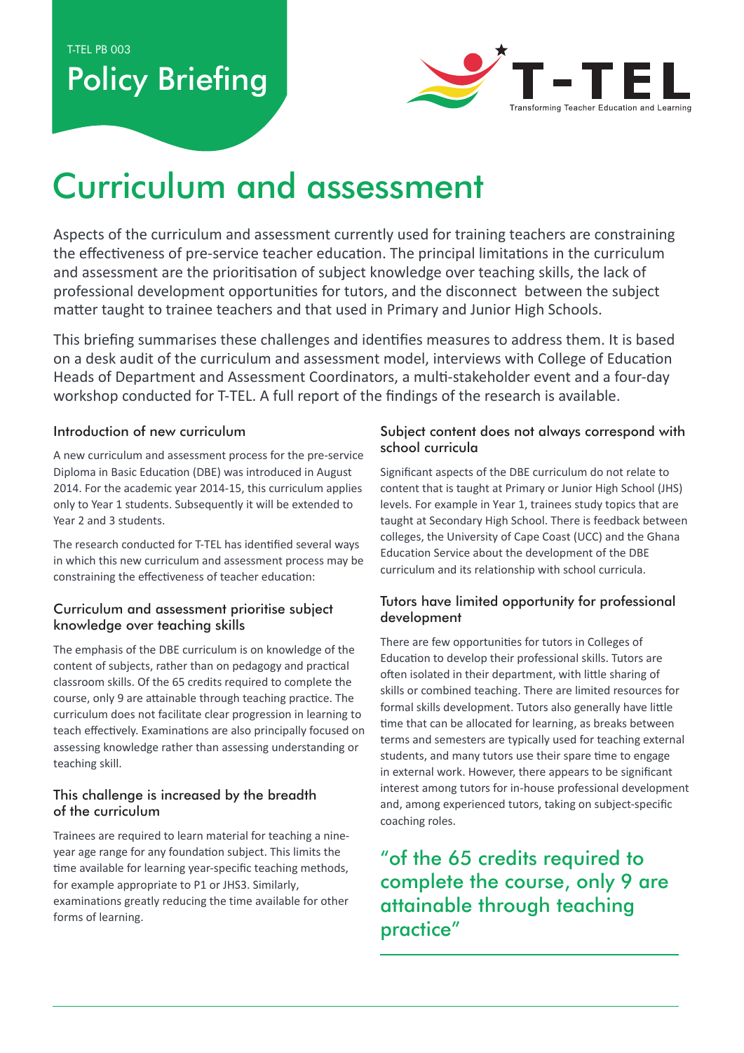T-TEL PB 003

Policy Briefing

T-TEL
Transforming Teacher Education and Learning

# Curriculum and assessment

Aspects of the curriculum and assessment currently used for training teachers are constraining the effectiveness of pre-service teacher education. The principal limitations in the curriculum and assessment are the prioritisation of subject knowledge over teaching skills, the lack of professional development opportunities for tutors, and the disconnect between the subject matter taught to trainee teachers and that used in Primary and Junior High Schools.

This briefing summarises these challenges and identifies measures to address them. It is based on a desk audit of the curriculum and assessment model, interviews with College of Education Heads of Department and Assessment Coordinators, a multi-stakeholder event and a four-day workshop conducted for T-TEL. A full report of the findings of the research is available.

## Introduction of new curriculum

A new curriculum and assessment process for the pre-service Diploma in Basic Education (DBE) was introduced in August 2014. For the academic year 2014-15, this curriculum applies only to Year 1 students. Subsequently it will be extended to Year 2 and 3 students.

The research conducted for T-TEL has identified several ways in which this new curriculum and assessment process may be constraining the effectiveness of teacher education:

## Curriculum and assessment prioritise subject knowledge over teaching skills

The emphasis of the DBE curriculum is on knowledge of the content of subjects, rather than on pedagogy and practical classroom skills. Of the 65 credits required to complete the course, only 9 are attainable through teaching practice. The curriculum does not facilitate clear progression in learning to teach effectively. Examinations are also principally focused on assessing knowledge rather than assessing understanding or teaching skill.

## This challenge is increased by the breadth of the curriculum

Trainees are required to learn material for teaching a nine-year age range for any foundation subject. This limits the time available for learning year-specific teaching methods, for example appropriate to P1 or JHS3. Similarly, examinations greatly reducing the time available for other forms of learning.

## Subject content does not always correspond with school curricula

Significant aspects of the DBE curriculum do not relate to content that is taught at Primary or Junior High School (JHS) levels. For example in Year 1, trainees study topics that are taught at Secondary High School. There is feedback between colleges, the University of Cape Coast (UCC) and the Ghana Education Service about the development of the DBE curriculum and its relationship with school curricula.

## Tutors have limited opportunity for professional development

There are few opportunities for tutors in Colleges of Education to develop their professional skills. Tutors are often isolated in their department, with little sharing of skills or combined teaching. There are limited resources for formal skills development. Tutors also generally have little time that can be allocated for learning, as breaks between terms and semesters are typically used for teaching external students, and many tutors use their spare time to engage in external work. However, there appears to be significant interest among tutors for in-house professional development and, among experienced tutors, taking on subject-specific coaching roles.

> "of the 65 credits required to complete the course, only 9 are attainable through teaching practice"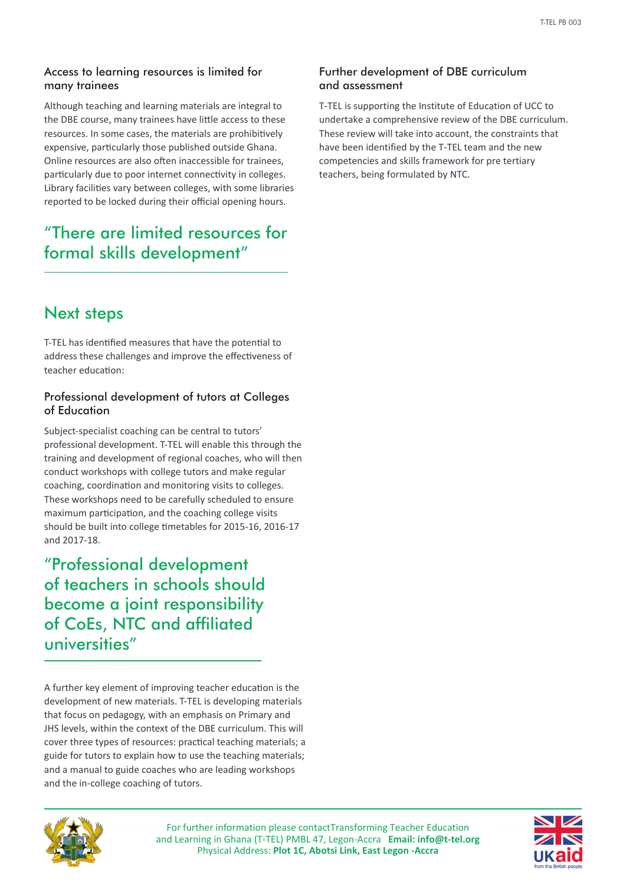### Access to learning resources is limited for many trainees

Although teaching and learning materials are integral to the DBE course, many trainees have little access to these resources. In some cases, the materials are prohibitively expensive, particularly those published outside Ghana. Online resources are also often inaccessible for trainees, particularly due to poor internet connectivity in colleges. Library facilities vary between colleges, with some libraries reported to be locked during their official opening hours.

> "There are limited resources for formal skills development"

## Next steps

T-TEL has identified measures that have the potential to address these challenges and improve the effectiveness of teacher education:

### Professional development of tutors at Colleges of Education

Subject-specialist coaching can be central to tutors' professional development. T-TEL will enable this through the training and development of regional coaches, who will then conduct workshops with college tutors and make regular coaching, coordination and monitoring visits to colleges. These workshops need to be carefully scheduled to ensure maximum participation, and the coaching college visits should be built into college timetables for 2015-16, 2016-17 and 2017-18.

> "Professional development of teachers in schools should become a joint responsibility of CoEs, NTC and affiliated universities"

A further key element of improving teacher education is the development of new materials. T-TEL is developing materials that focus on pedagogy, with an emphasis on Primary and JHS levels, within the context of the DBE curriculum. This will cover three types of resources: practical teaching materials; a guide for tutors to explain how to use the teaching materials; and a manual to guide coaches who are leading workshops and the in-college coaching of tutors.

### Further development of DBE curriculum and assessment

T-TEL is supporting the Institute of Education of UCC to undertake a comprehensive review of the DBE curriculum. These review will take into account, the constraints that have been identified by the T-TEL team and the new competencies and skills framework for pre tertiary teachers, being formulated by NTC.

For further information please contactTransforming Teacher Education and Learning in Ghana (T-TEL) PMBL 47, Legon-Accra **Email: info@t-tel.org**
Physical Address: **Plot 1C, Abotsi Link, East Legon -Accra**